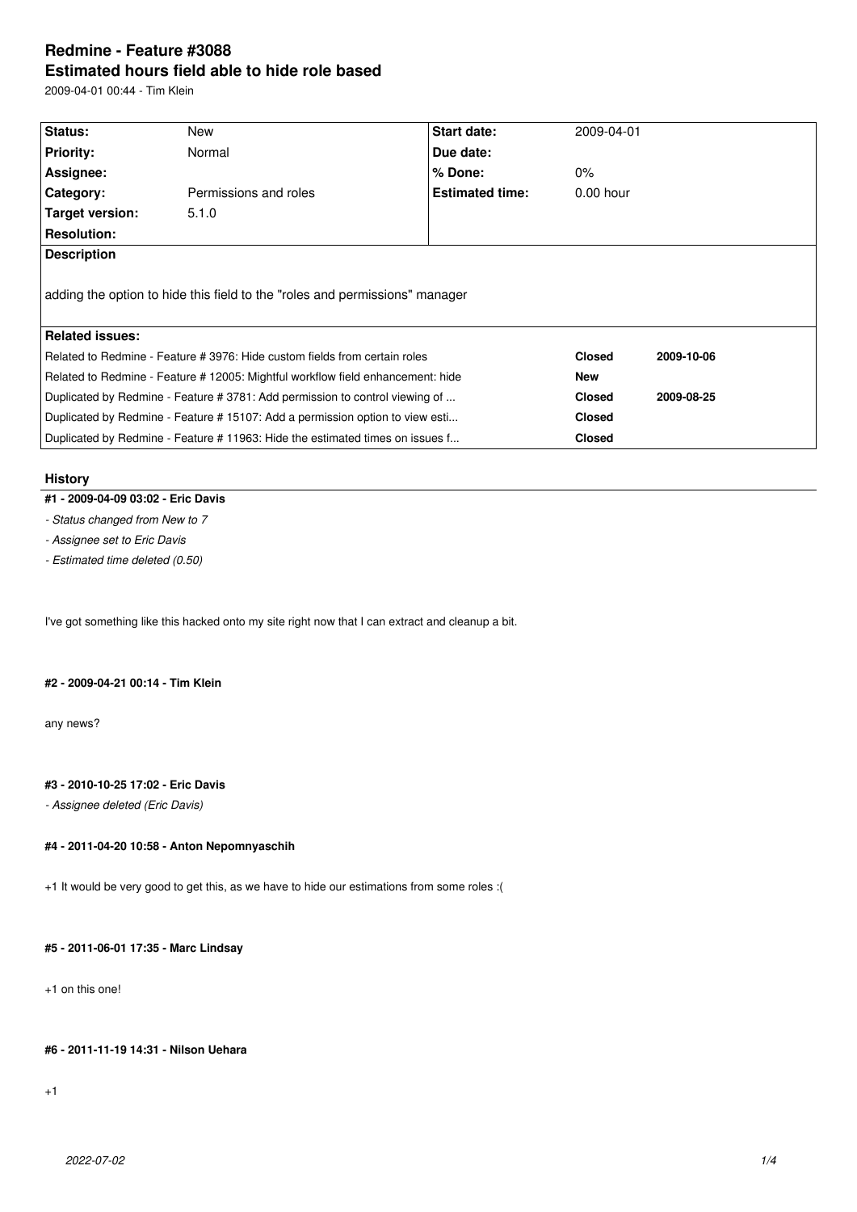# Redmine - Feature #3088

## Estimated hours field able to hide role based

2009-04-01 00:44 - Tim Klein

| Status: | New | Start date: | 2009-04-01 |
|---|---|---|---|
| Priority: | Normal | Due date: | |
| Assignee: | | % Done: | 0% |
| Category: | Permissions and roles | Estimated time: | 0.00 hour |
| Target version: | 5.1.0 | | |
| Resolution: | | | |

**Description**

adding the option to hide this field to the "roles and permissions" manager

**Related issues:**

| Issue | Status | Date |
|---|---|---|
| Related to Redmine - Feature # 3976: Hide custom fields from certain roles | Closed | 2009-10-06 |
| Related to Redmine - Feature # 12005: Mightful workflow field enhancement: hide | New | |
| Duplicated by Redmine - Feature # 3781: Add permission to control viewing of ... | Closed | 2009-08-25 |
| Duplicated by Redmine - Feature # 15107: Add a permission option to view esti... | Closed | |
| Duplicated by Redmine - Feature # 11963: Hide the estimated times on issues f... | Closed | |

## History

### #1 - 2009-04-09 03:02 - Eric Davis

- *Status changed from New to 7*
- *Assignee set to Eric Davis*
- *Estimated time deleted (0.50)*

I've got something like this hacked onto my site right now that I can extract and cleanup a bit.

### #2 - 2009-04-21 00:14 - Tim Klein

any news?

### #3 - 2010-10-25 17:02 - Eric Davis

- *Assignee deleted (Eric Davis)*

### #4 - 2011-04-20 10:58 - Anton Nepomnyaschih

+1 It would be very good to get this, as we have to hide our estimations from some roles :(

### #5 - 2011-06-01 17:35 - Marc Lindsay

+1 on this one!

### #6 - 2011-11-19 14:31 - Nilson Uehara

+1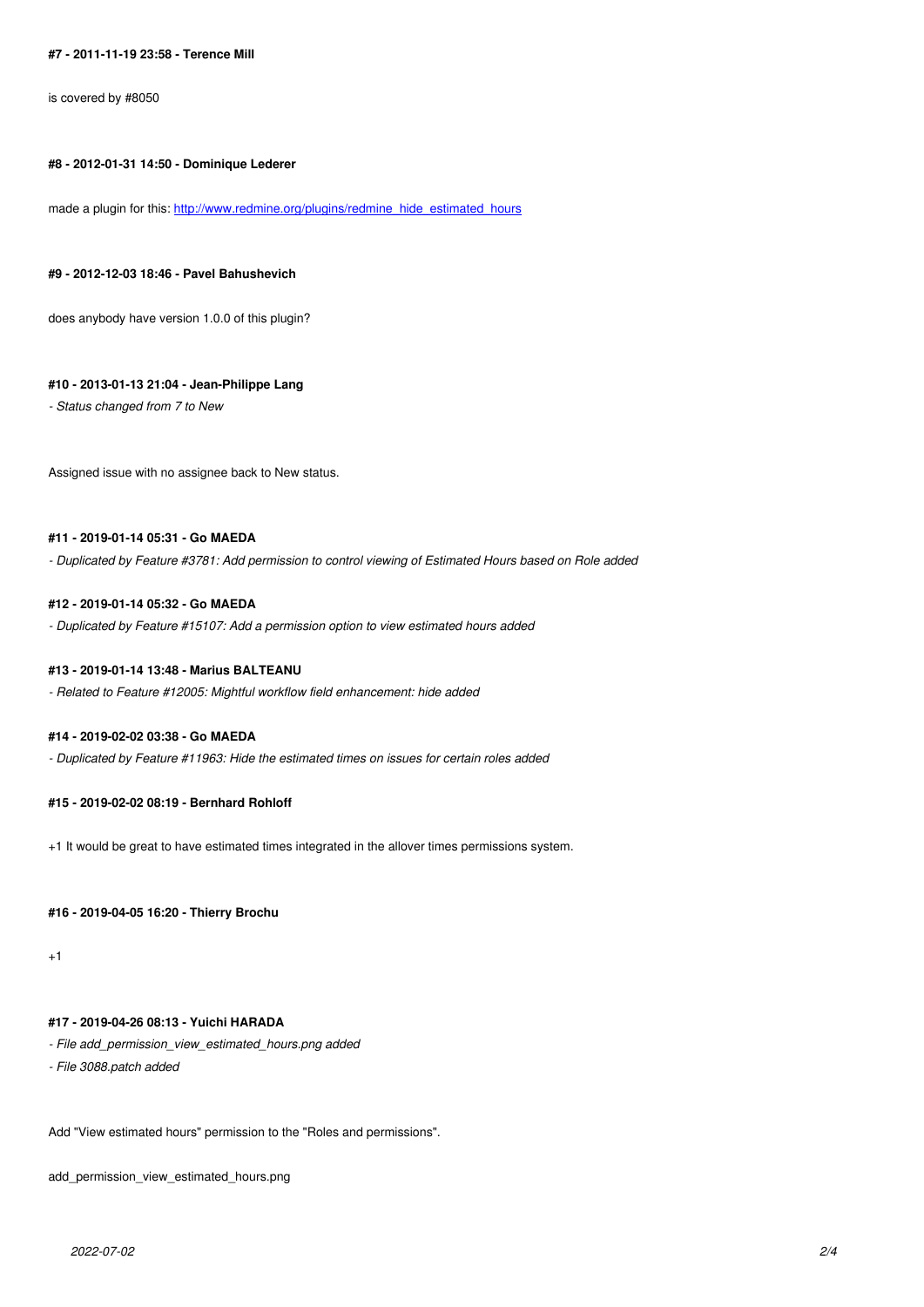#### #7 - 2011-11-19 23:58 - Terence Mill

is covered by #8050

#### #8 - 2012-01-31 14:50 - Dominique Lederer

made a plugin for this: [http://www.redmine.org/plugins/redmine_hide_estimated_hours](http://www.redmine.org/plugins/redmine_hide_estimated_hours)

#### #9 - 2012-12-03 18:46 - Pavel Bahushevich

does anybody have version 1.0.0 of this plugin?

#### #10 - 2013-01-13 21:04 - Jean-Philippe Lang

*- Status changed from 7 to New*

Assigned issue with no assignee back to New status.

#### #11 - 2019-01-14 05:31 - Go MAEDA

*- Duplicated by Feature #3781: Add permission to control viewing of Estimated Hours based on Role added*

#### #12 - 2019-01-14 05:32 - Go MAEDA

*- Duplicated by Feature #15107: Add a permission option to view estimated hours added*

#### #13 - 2019-01-14 13:48 - Marius BALTEANU

*- Related to Feature #12005: Mightful workflow field enhancement: hide added*

#### #14 - 2019-02-02 03:38 - Go MAEDA

*- Duplicated by Feature #11963: Hide the estimated times on issues for certain roles added*

#### #15 - 2019-02-02 08:19 - Bernhard Rohloff

+1 It would be great to have estimated times integrated in the allover times permissions system.

#### #16 - 2019-04-05 16:20 - Thierry Brochu

+1

#### #17 - 2019-04-26 08:13 - Yuichi HARADA

*- File add_permission_view_estimated_hours.png added*

*- File 3088.patch added*

Add "View estimated hours" permission to the "Roles and permissions".

add_permission_view_estimated_hours.png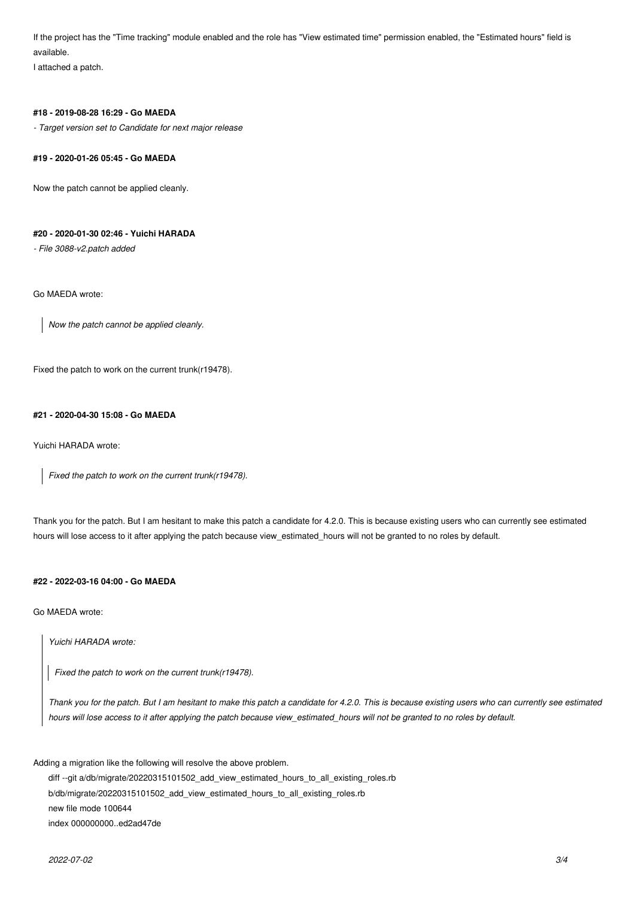If the project has the "Time tracking" module enabled and the role has "View estimated time" permission enabled, the "Estimated hours" field is available.
I attached a patch.

#### #18 - 2019-08-28 16:29 - Go MAEDA

*- Target version set to Candidate for next major release*

#### #19 - 2020-01-26 05:45 - Go MAEDA

Now the patch cannot be applied cleanly.

#### #20 - 2020-01-30 02:46 - Yuichi HARADA

*- File 3088-v2.patch added*

Go MAEDA wrote:

> *Now the patch cannot be applied cleanly.*

Fixed the patch to work on the current trunk(r19478).

#### #21 - 2020-04-30 15:08 - Go MAEDA

Yuichi HARADA wrote:

> *Fixed the patch to work on the current trunk(r19478).*

Thank you for the patch. But I am hesitant to make this patch a candidate for 4.2.0. This is because existing users who can currently see estimated hours will lose access to it after applying the patch because view_estimated_hours will not be granted to no roles by default.

#### #22 - 2022-03-16 04:00 - Go MAEDA

Go MAEDA wrote:

> *Yuichi HARADA wrote:*
>
> > *Fixed the patch to work on the current trunk(r19478).*
>
> *Thank you for the patch. But I am hesitant to make this patch a candidate for 4.2.0. This is because existing users who can currently see estimated hours will lose access to it after applying the patch because view_estimated_hours will not be granted to no roles by default.*

Adding a migration like the following will resolve the above problem.

```
diff --git a/db/migrate/20220315101502_add_view_estimated_hours_to_all_existing_roles.rb
b/db/migrate/20220315101502_add_view_estimated_hours_to_all_existing_roles.rb
new file mode 100644
index 000000000..ed2ad47de
```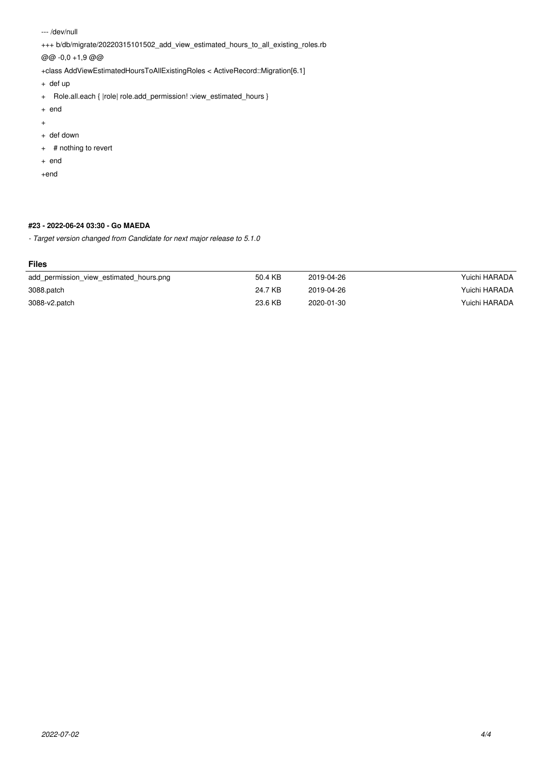```
--- /dev/null
+++ b/db/migrate/20220315101502_add_view_estimated_hours_to_all_existing_roles.rb
@@ -0,0 +1,9 @@
+class AddViewEstimatedHoursToAllExistingRoles < ActiveRecord::Migration[6.1]
+  def up
+    Role.all.each { |role| role.add_permission! :view_estimated_hours }
+  end
+
+  def down
+    # nothing to revert
+  end
+end
```

#### #23 - 2022-06-24 03:30 - Go MAEDA

*- Target version changed from Candidate for next major release to 5.1.0*

### Files

| | | | |
|---|---|---|---|
| add_permission_view_estimated_hours.png | 50.4 KB | 2019-04-26 | Yuichi HARADA |
| 3088.patch | 24.7 KB | 2019-04-26 | Yuichi HARADA |
| 3088-v2.patch | 23.6 KB | 2020-01-30 | Yuichi HARADA |